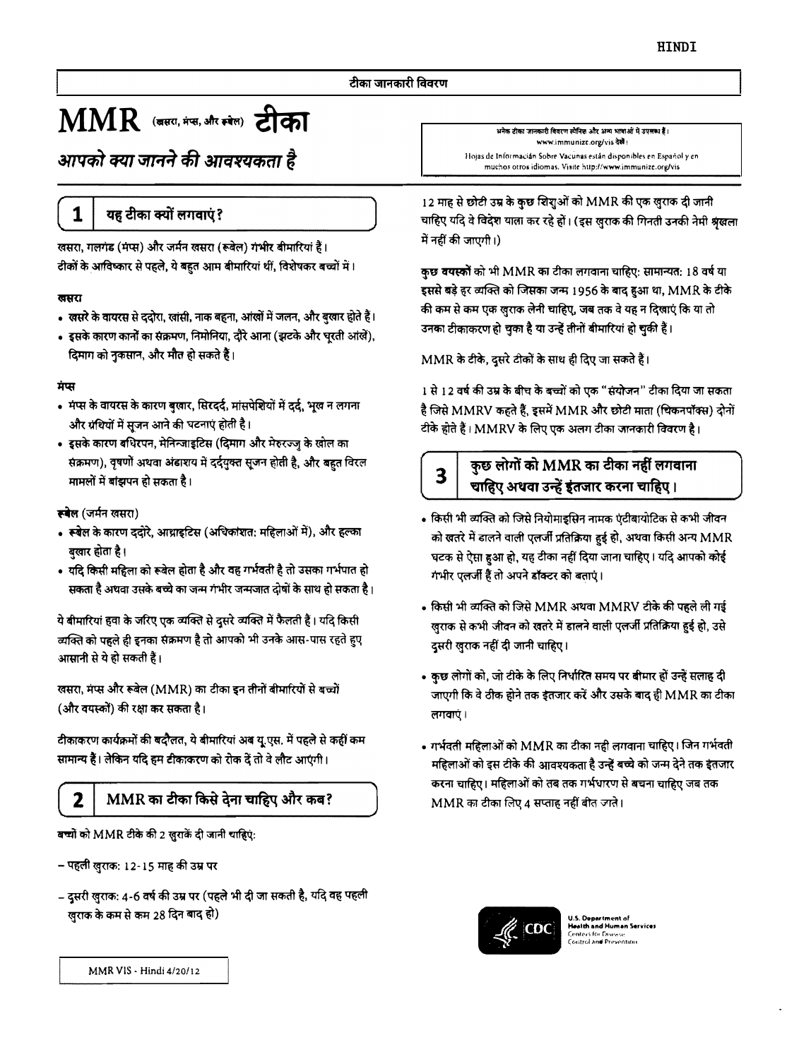टीका जानकारी विवरण

# MMR (खसरा, मंप्स, और रूबेला) टीका

## *आपको क्या जानने की आवश्यकता है*

अनेक टीका जानकारी विवरण स्पेनिश और अन्य भाषाओं में उपलब्ध हैं। www.immunize.org/vis देखें।

Hojas de Informacián Sobre Vacúnas están disponibles en Español y en muchos otros idiomas. Visite http://www.immunize.org/vis

## 1 यह टीका क्यों लगवाएं?

खसरा, गलगंड (मंप्स) और जर्मन खसरा (रूबेल) गंभीर बीमारियां हैं। टीकों के आविष्कार से पहले, ये बहुत आम बीमारियां थीं, विशेषकर बच्चों में।

**खसरा**

- खसरे के वायरस से ददोरा, खांसी, नाक बहना, आंखों में जलन, और बुखार होते हैं।
- इसके कारण कानों का संक्रमण, निमोनिया, दौरे आना (झटके और घूरती आंखें), दिमाग को नुकसान, और मौत हो सकते हैं।

**मंप्स**

- मंप्स के वायरस के कारण बुखार, सिरदर्द, मांसपेशियों में दर्द, भूख न लगना और ग्रंथियों में सूजन आने की घटनाएं होती है।
- इसके कारण बधिरपन, मेनिन्जाइटिस (दिमाग और मेरुरज्जु के खोल का संक्रमण), वृषणों अथवा अंडाशय में दर्दयुक्त सूजन होती है, और बहुत विरल मामलों में बांझपन हो सकता है।

**रूबेल** (जर्मन खसरा)

- रूबेल के कारण ददोरे, आथ्राइटिस (अधिकांशतः महिलाओं में), और हल्का बुखार होता है।
- यदि किसी महिला को रूबेल होता है और वह गर्भवती है तो उसका गर्भपात हो सकता है अथवा उसके बच्चे का जन्म गंभीर जन्मजात दोषों के साथ हो सकता है।

ये बीमारियां हवा के जरिए एक व्यक्ति से दूसरे व्यक्ति में फैलती हैं। यदि किसी व्यक्ति को पहले ही इनका संक्रमण है तो आपको भी उनके आस-पास रहते हुए आसानी से ये हो सकती है।

खसरा, मंप्स और रूबेल (MMR) का टीका इन तीनों बीमारियों से बच्चों (और वयस्कों) की रक्षा कर सकता है।

टीकाकरण कार्यक्रमों की बदौलत, ये बीमारियां अब यू.एस. में पहले से कहीं कम सामान्य हैं। लेकिन यदि हम टीकाकरण को रोक दें तो वे लौट आएंगी।

## 2 MMR का टीका किसे देना चाहिए और कब?

**बच्चों** को MMR टीके की 2 खुराकें दी जानी चाहिए:

– पहली खुराक: 12-15 माह की उम्र पर

– दूसरी खुराक: 4-6 वर्ष की उम्र पर (पहले भी दी जा सकती है, यदि वह पहली खुराक के कम से कम 28 दिन बाद हो)

12 माह से छोटी उम्र के कुछ शिशुओं को MMR की एक खुराक दी जानी चाहिए यदि वे विदेश यात्रा कर रहे हों। (इस खुराक की गिनती उनकी नेमी श्रृंखला में नहीं की जाएगी।)

**कुछ वयस्कों** को भी MMR का टीका लगवाना चाहिए: सामान्यतः 18 वर्ष या इससे बड़े हर व्यक्ति को जिसका जन्म 1956 के बाद हुआ था, MMR के टीके की कम से कम एक खुराक लेनी चाहिए, जब तक वे यह न दिखाएं कि या तो उनका टीकाकरण हो चुका है या उन्हें तीनों बीमारियां हो चुकी हैं।

MMR के टीके, दूसरे टीकों के साथ ही दिए जा सकते हैं।

1 से 12 वर्ष के बीच के बच्चों को एक "संयोजन" टीका दिया जा सकता है जिसे MMRV कहते हैं, इसमें MMR और छोटी माता (चिकनपॉक्स) दोनों टीके होते हैं। MMRV के लिए एक अलग टीका जानकारी विवरण है।

## 3 कुछ लोगों को MMR का टीका नहीं लगवाना चाहिए अथवा उन्हें इंतजार करना चाहिए।

- किसी भी व्यक्ति को जिसे नियोमाइसिन नामक एंटीबायोटिक से कभी जीवन को खतरे में डालने वाली एलर्जी प्रतिक्रिया हुई हो, अथवा किसी अन्य MMR घटक से ऐसा हुआ हो, यह टीका नहीं दिया जाना चाहिए। यदि आपको कोई गंभीर एलर्जी हैं तो अपने डॉक्टर को बताएं।
- किसी भी व्यक्ति को जिसे MMR अथवा MMRV टीके की पहले ली गई खुराक से कभी जीवन को खतरे में डालने वाली एलर्जी प्रतिक्रिया हुई हो, उसे दूसरी खुराक नहीं दी जानी चाहिए।
- कुछ लोगों को, जो टीके के लिए निर्धारित समय पर बीमार हों उन्हें सलाह दी जाएगी कि वे ठीक होने तक इंतजार करें और उसके बाद ही MMR का टीका लगवाएं।
- गर्भवती महिलाओं को MMR का टीका नही लगवाना चाहिए। जिन गर्भवती महिलाओं को इस टीके की आवश्यकता है उन्हें बच्चे को जन्म देने तक इंतजार करना चाहिए। महिलाओं को तब तक गर्भधारण से बचना चाहिए जब तक MMR का टीका लिए 4 सप्ताह नहीं बीत जाते।

MMR VIS - Hindi 4/20/12

U.S. Department of Health and Human Services
Centers for Disease Control and Prevention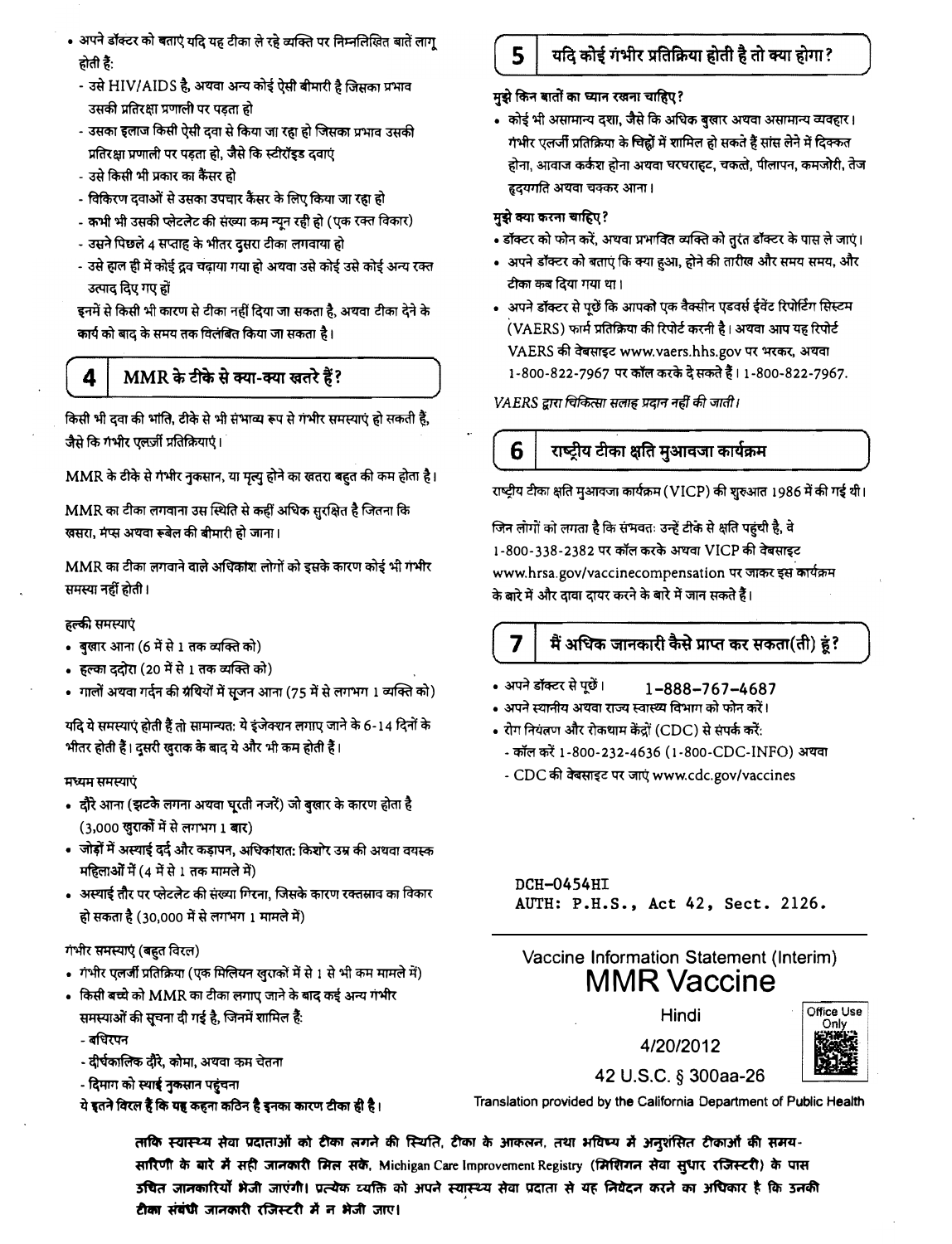- अपने डॉक्टर को बताएं यदि यह टीका ले रहे व्यक्ति पर निम्नलिखित बातें लागू होती हैं:
  - उसे HIV/AIDS है, अथवा अन्य कोई ऐसी बीमारी है जिसका प्रभाव उसकी प्रतिरक्षा प्रणाली पर पड़ता हो
  - उसका इलाज किसी ऐसी दवा से किया जा रहा हो जिसका प्रभाव उसकी प्रतिरक्षा प्रणाली पर पड़ता हो, जैसे कि स्टीरॉइड दवाएं
  - उसे किसी भी प्रकार का कैंसर हो
  - विकिरण दवाओं से उसका उपचार कैंसर के लिए किया जा रहा हो
  - कभी भी उसकी प्लेटलेट की संख्या कम न्यून रही हो (एक रक्त विकार)
  - उसने पिछले 4 सप्ताह के भीतर दूसरा टीका लगवाया हो
  - उसे हाल ही में कोई द्रव चढ़ाया गया हो अथवा उसे कोई उसे कोई अन्य रक्त उत्पाद दिए गए हों

इनमें से किसी भी कारण से टीका नहीं दिया जा सकता है, अथवा टीका देने के कार्य को बाद के समय तक विलंबित किया जा सकता है।

## 4 MMR के टीके से क्या-क्या खतरे हैं?

किसी भी दवा की भांति, टीके से भी संभाव्य रूप से गंभीर समस्याएं हो सकती हैं, जैसे कि गंभीर एलर्जी प्रतिक्रियाएं।

MMR के टीके से गंभीर नुकसान, या मृत्यु होने का खतरा बहुत की कम होता है।

MMR का टीका लगवाना उस स्थिति से कहीं अधिक सुरक्षित है जितना कि खसरा, मंप्स अथवा रूबेल की बीमारी हो जाना।

MMR का टीका लगवाने वाले अधिकांश लोगों को इसके कारण कोई भी गंभीर समस्या नहीं होती।

हल्की समस्याएं
- बुखार आना (6 में से 1 तक व्यक्ति को)
- हल्का ददोरा (20 में से 1 तक व्यक्ति को)
- गालों अथवा गर्दन की ग्रंथियों में सूजन आना (75 में से लगभग 1 व्यक्ति को)

यदि ये समस्याएं होती हैं तो सामान्यत: ये इंजेक्शन लगाए जाने के 6-14 दिनों के भीतर होती हैं। दूसरी खुराक के बाद ये और भी कम होती हैं।

मध्यम समस्याएं
- दौरे आना (झटके लगना अथवा घूरती नजरें) जो बुखार के कारण होता है (3,000 खुराकों में से लगभग 1 बार)
- जोड़ों में अस्थाई दर्द और कड़ापन, अधिकांशत: किशोर उम्र की अथवा वयस्क महिलाओं में (4 में से 1 तक मामले में)
- अस्थाई तौर पर प्लेटलेट की संख्या गिरना, जिसके कारण रक्तस्राव का विकार हो सकता है (30,000 में से लगभग 1 मामले में)

गंभीर समस्याएं (बहुत विरल)
- गंभीर एलर्जी प्रतिक्रिया (एक मिलियन खुराकों में से 1 से भी कम मामले में)
- किसी बच्चे को MMR का टीका लगाए जाने के बाद कई अन्य गंभीर समस्याओं की सूचना दी गई है, जिनमें शामिल हैं:
  - बधिरपन
  - दीर्घकालिक दौरे, कोमा, अथवा कम चेतना
  - दिमाग को स्थाई नुकसान पहुंचना

**ये इतने विरल हैं कि यह कहना कठिन है इनका कारण टीका ही है।**

## 5 यदि कोई गंभीर प्रतिक्रिया होती है तो क्या होगा?

**मुझे किन बातों का ध्यान रखना चाहिए?**
- कोई भी असामान्य दशा, जैसे कि अधिक बुखार अथवा असामान्य व्यवहार। गंभीर एलर्जी प्रतिक्रिया के चिह्नों में शामिल हो सकते हैं सांस लेने में दिक्कत होना, आवाज कर्कश होना अथवा घरघराहट, चकत्ते, पीलापन, कमजोरी, तेज हृदयगति अथवा चक्कर आना।

**मुझे क्या करना चाहिए?**
- डॉक्टर को फोन करें, अथवा प्रभावित व्यक्ति को तुरंत डॉक्टर के पास ले जाएं।
- अपने डॉक्टर को बताएं कि क्या हुआ, होने की तारीख और समय समय, और टीका कब दिया गया था।
- अपने डॉक्टर से पूछें कि आपको एक वैक्सीन एडवर्स ईवेंट रिपोर्टिंग सिस्टम (VAERS) फार्म प्रतिक्रिया की रिपोर्ट करनी है। अथवा आप यह रिपोर्ट VAERS की वेबसाइट www.vaers.hhs.gov पर भरकर, अथवा 1-800-822-7967 पर कॉल करके दे सकते हैं। 1-800-822-7967.

*VAERS द्वारा चिकित्सा सलाह प्रदान नहीं की जाती।*

## 6 राष्ट्रीय टीका क्षति मुआवजा कार्यक्रम

राष्ट्रीय टीका क्षति मुआवजा कार्यक्रम (VICP) की शुरुआत 1986 में की गई थी।

जिन लोगों को लगता है कि संभवत: उन्हें टीके से क्षति पहुंची है, वे 1-800-338-2382 पर कॉल करके अथवा VICP की वेबसाइट www.hrsa.gov/vaccinecompensation पर जाकर इस कार्यक्रम के बारे में और दावा दायर करने के बारे में जान सकते हैं।

## 7 मैं अधिक जानकारी कैसे प्राप्त कर सकता(ती) हूं?

- अपने डॉक्टर से पूछें। 1-888-767-4687
- अपने स्थानीय अथवा राज्य स्वास्थ्य विभाग को फोन करें।
- रोग नियंत्रण और रोकथाम केंद्रों (CDC) से संपर्क करें:
  - कॉल करें 1-800-232-4636 (1-800-CDC-INFO) अथवा
  - CDC की वेबसाइट पर जाएं www.cdc.gov/vaccines

DCH-0454HI
AUTH: P.H.S., Act 42, Sect. 2126.

Vaccine Information Statement (Interim)
**MMR Vaccine**
Hindi
4/20/2012
42 U.S.C. § 300aa-26

Office Use Only

Translation provided by the California Department of Public Health

***ताकि स्वास्थ्य सेवा प्रदाताओं को टीका लगने की स्थिति, टीका के आकलन, तथा भविष्य में अनुशंसित टीकाओं की समय-सारिणी के बारे में सही जानकारी मिल सके, Michigan Care Improvement Registry (मिशिगन सेवा सुधार रजिस्ट्री) के पास उचित जानकारियाँ भेजी जाएंगी। प्रत्येक व्यक्ति को अपने स्वास्थ्य सेवा प्रदाता से यह निवेदन करने का अधिकार है कि उनकी टीका संबंधी जानकारी रजिस्ट्री में न भेजी जाए।***